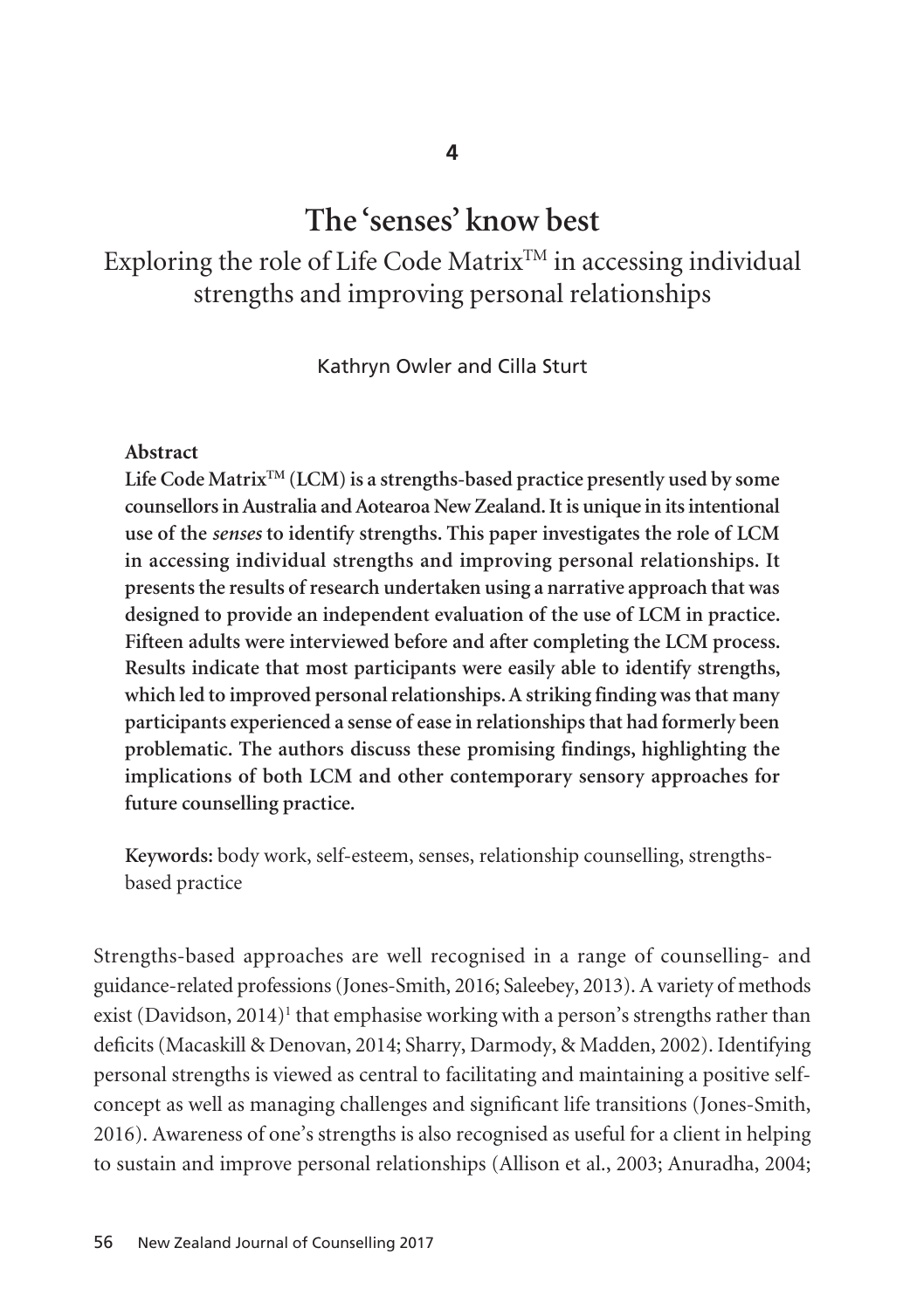4

# The 'senses' know best

## Exploring the role of Life Code Matrix™ in accessing individual strengths and improving personal relationships

Kathryn Owler and Cilla Sturt

### Abstract

**Life Code Matrix™ (LCM) is a strengths-based practice presently used by some counsellors in Australia and Aotearoa New Zealand. It is unique in its intentional use of the *senses* to identify strengths. This paper investigates the role of LCM in accessing individual strengths and improving personal relationships. It presents the results of research undertaken using a narrative approach that was designed to provide an independent evaluation of the use of LCM in practice. Fifteen adults were interviewed before and after completing the LCM process. Results indicate that most participants were easily able to identify strengths, which led to improved personal relationships. A striking finding was that many participants experienced a sense of ease in relationships that had formerly been problematic. The authors discuss these promising findings, highlighting the implications of both LCM and other contemporary sensory approaches for future counselling practice.**

**Keywords:** body work, self-esteem, senses, relationship counselling, strengths-based practice

Strengths-based approaches are well recognised in a range of counselling- and guidance-related professions (Jones-Smith, 2016; Saleebey, 2013). A variety of methods exist (Davidson, 2014)[1] that emphasise working with a person's strengths rather than deficits (Macaskill & Denovan, 2014; Sharry, Darmody, & Madden, 2002). Identifying personal strengths is viewed as central to facilitating and maintaining a positive self-concept as well as managing challenges and significant life transitions (Jones-Smith, 2016). Awareness of one's strengths is also recognised as useful for a client in helping to sustain and improve personal relationships (Allison et al., 2003; Anuradha, 2004;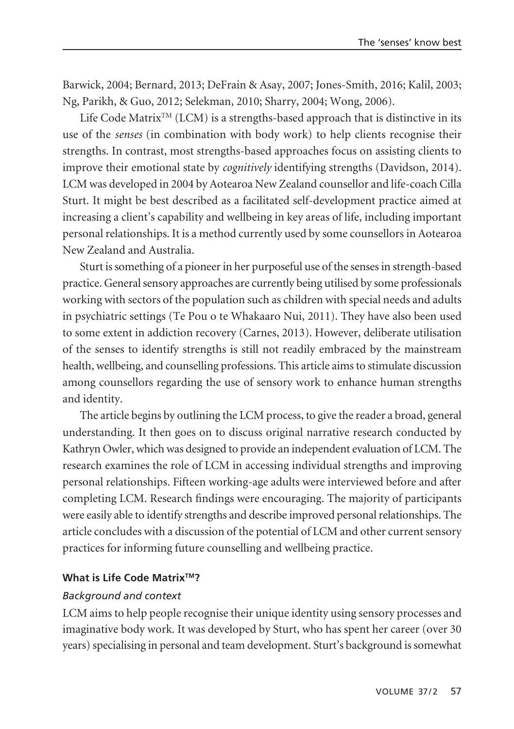Barwick, 2004; Bernard, 2013; DeFrain & Asay, 2007; Jones-Smith, 2016; Kalil, 2003; Ng, Parikh, & Guo, 2012; Selekman, 2010; Sharry, 2004; Wong, 2006).

Life Code Matrix™ (LCM) is a strengths-based approach that is distinctive in its use of the *senses* (in combination with body work) to help clients recognise their strengths. In contrast, most strengths-based approaches focus on assisting clients to improve their emotional state by *cognitively* identifying strengths (Davidson, 2014). LCM was developed in 2004 by Aotearoa New Zealand counsellor and life-coach Cilla Sturt. It might be best described as a facilitated self-development practice aimed at increasing a client's capability and wellbeing in key areas of life, including important personal relationships. It is a method currently used by some counsellors in Aotearoa New Zealand and Australia.

Sturt is something of a pioneer in her purposeful use of the senses in strength-based practice. General sensory approaches are currently being utilised by some professionals working with sectors of the population such as children with special needs and adults in psychiatric settings (Te Pou o te Whakaaro Nui, 2011). They have also been used to some extent in addiction recovery (Carnes, 2013). However, deliberate utilisation of the senses to identify strengths is still not readily embraced by the mainstream health, wellbeing, and counselling professions. This article aims to stimulate discussion among counsellors regarding the use of sensory work to enhance human strengths and identity.

The article begins by outlining the LCM process, to give the reader a broad, general understanding. It then goes on to discuss original narrative research conducted by Kathryn Owler, which was designed to provide an independent evaluation of LCM. The research examines the role of LCM in accessing individual strengths and improving personal relationships. Fifteen working-age adults were interviewed before and after completing LCM. Research findings were encouraging. The majority of participants were easily able to identify strengths and describe improved personal relationships. The article concludes with a discussion of the potential of LCM and other current sensory practices for informing future counselling and wellbeing practice.

## What is Life Code Matrix™?

### *Background and context*

LCM aims to help people recognise their unique identity using sensory processes and imaginative body work. It was developed by Sturt, who has spent her career (over 30 years) specialising in personal and team development. Sturt's background is somewhat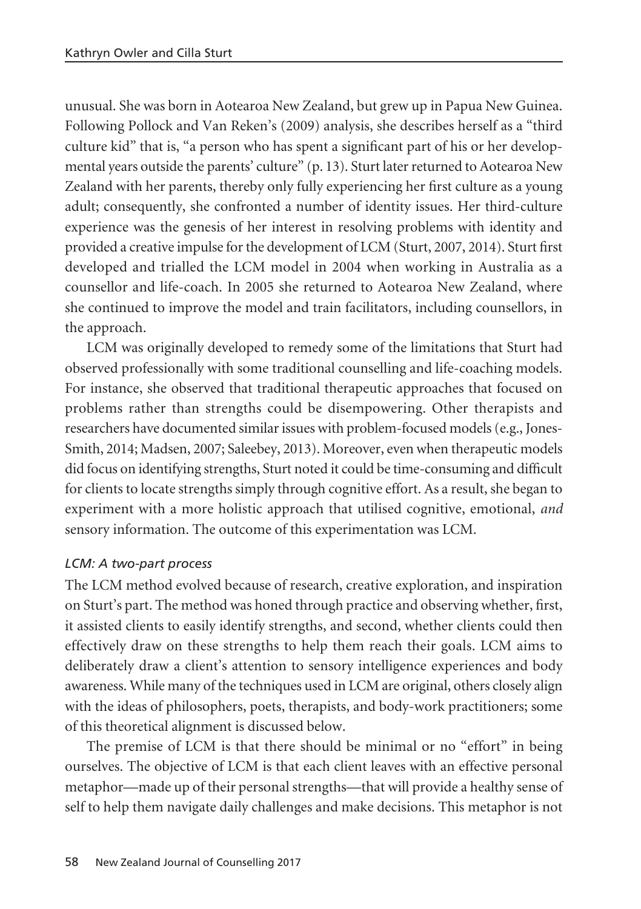unusual. She was born in Aotearoa New Zealand, but grew up in Papua New Guinea. Following Pollock and Van Reken's (2009) analysis, she describes herself as a "third culture kid" that is, "a person who has spent a significant part of his or her developmental years outside the parents' culture" (p. 13). Sturt later returned to Aotearoa New Zealand with her parents, thereby only fully experiencing her first culture as a young adult; consequently, she confronted a number of identity issues. Her third-culture experience was the genesis of her interest in resolving problems with identity and provided a creative impulse for the development of LCM (Sturt, 2007, 2014). Sturt first developed and trialled the LCM model in 2004 when working in Australia as a counsellor and life-coach. In 2005 she returned to Aotearoa New Zealand, where she continued to improve the model and train facilitators, including counsellors, in the approach.

LCM was originally developed to remedy some of the limitations that Sturt had observed professionally with some traditional counselling and life-coaching models. For instance, she observed that traditional therapeutic approaches that focused on problems rather than strengths could be disempowering. Other therapists and researchers have documented similar issues with problem-focused models (e.g., Jones-Smith, 2014; Madsen, 2007; Saleebey, 2013). Moreover, even when therapeutic models did focus on identifying strengths, Sturt noted it could be time-consuming and difficult for clients to locate strengths simply through cognitive effort. As a result, she began to experiment with a more holistic approach that utilised cognitive, emotional, *and* sensory information. The outcome of this experimentation was LCM.

*LCM: A two-part process*

The LCM method evolved because of research, creative exploration, and inspiration on Sturt's part. The method was honed through practice and observing whether, first, it assisted clients to easily identify strengths, and second, whether clients could then effectively draw on these strengths to help them reach their goals. LCM aims to deliberately draw a client's attention to sensory intelligence experiences and body awareness. While many of the techniques used in LCM are original, others closely align with the ideas of philosophers, poets, therapists, and body-work practitioners; some of this theoretical alignment is discussed below.

The premise of LCM is that there should be minimal or no "effort" in being ourselves. The objective of LCM is that each client leaves with an effective personal metaphor—made up of their personal strengths—that will provide a healthy sense of self to help them navigate daily challenges and make decisions. This metaphor is not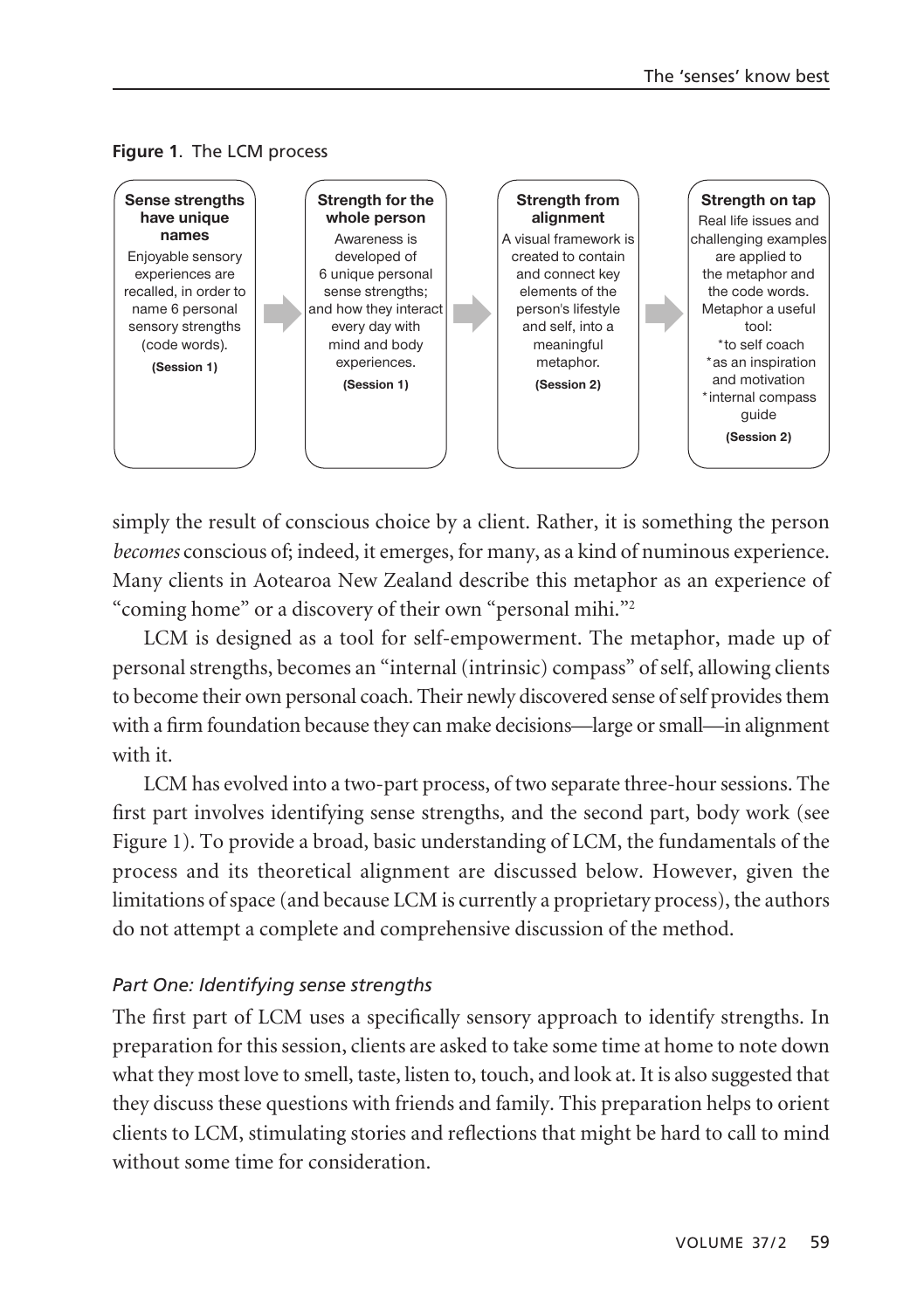**Figure 1**. The LCM process

| Sense strengths have unique names | | Strength for the whole person | | Strength from alignment | | Strength on tap |
|---|---|---|---|---|---|---|
| Enjoyable sensory experiences are recalled, in order to name 6 personal sensory strengths (code words). **(Session 1)** | → | Awareness is developed of 6 unique personal sense strengths; and how they interact every day with mind and body experiences. **(Session 1)** | → | A visual framework is created to contain and connect key elements of the person's lifestyle and self, into a meaningful metaphor. **(Session 2)** | → | Real life issues and challenging examples are applied to the metaphor and the code words. Metaphor a useful tool: *to self coach *as an inspiration and motivation *internal compass guide **(Session 2)** |

simply the result of conscious choice by a client. Rather, it is something the person *becomes* conscious of; indeed, it emerges, for many, as a kind of numinous experience. Many clients in Aotearoa New Zealand describe this metaphor as an experience of "coming home" or a discovery of their own "personal mihi."[2]

LCM is designed as a tool for self-empowerment. The metaphor, made up of personal strengths, becomes an "internal (intrinsic) compass" of self, allowing clients to become their own personal coach. Their newly discovered sense of self provides them with a firm foundation because they can make decisions—large or small—in alignment with it.

LCM has evolved into a two-part process, of two separate three-hour sessions. The first part involves identifying sense strengths, and the second part, body work (see Figure 1). To provide a broad, basic understanding of LCM, the fundamentals of the process and its theoretical alignment are discussed below. However, given the limitations of space (and because LCM is currently a proprietary process), the authors do not attempt a complete and comprehensive discussion of the method.

### *Part One: Identifying sense strengths*

The first part of LCM uses a specifically sensory approach to identify strengths. In preparation for this session, clients are asked to take some time at home to note down what they most love to smell, taste, listen to, touch, and look at. It is also suggested that they discuss these questions with friends and family. This preparation helps to orient clients to LCM, stimulating stories and reflections that might be hard to call to mind without some time for consideration.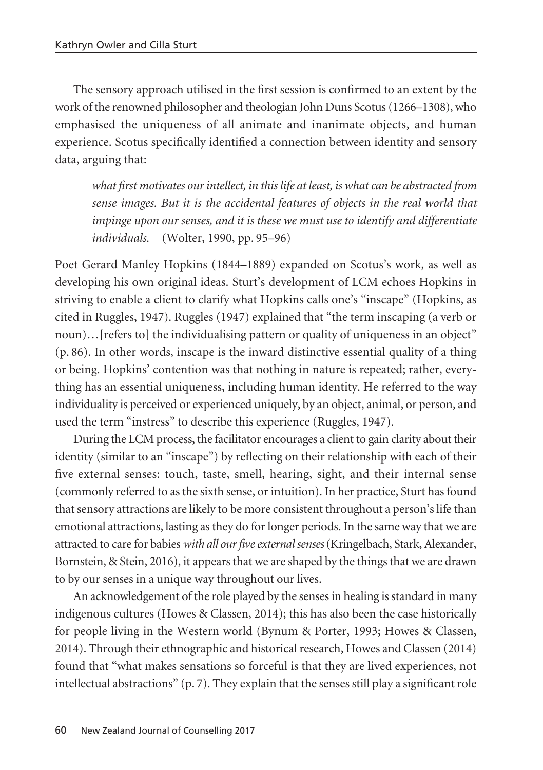The sensory approach utilised in the first session is confirmed to an extent by the work of the renowned philosopher and theologian John Duns Scotus (1266–1308), who emphasised the uniqueness of all animate and inanimate objects, and human experience. Scotus specifically identified a connection between identity and sensory data, arguing that:

> *what first motivates our intellect, in this life at least, is what can be abstracted from sense images. But it is the accidental features of objects in the real world that impinge upon our senses, and it is these we must use to identify and differentiate individuals.* (Wolter, 1990, pp. 95–96)

Poet Gerard Manley Hopkins (1844–1889) expanded on Scotus's work, as well as developing his own original ideas. Sturt's development of LCM echoes Hopkins in striving to enable a client to clarify what Hopkins calls one's "inscape" (Hopkins, as cited in Ruggles, 1947). Ruggles (1947) explained that "the term inscaping (a verb or noun)…[refers to] the individualising pattern or quality of uniqueness in an object" (p. 86). In other words, inscape is the inward distinctive essential quality of a thing or being. Hopkins' contention was that nothing in nature is repeated; rather, everything has an essential uniqueness, including human identity. He referred to the way individuality is perceived or experienced uniquely, by an object, animal, or person, and used the term "instress" to describe this experience (Ruggles, 1947).

During the LCM process, the facilitator encourages a client to gain clarity about their identity (similar to an "inscape") by reflecting on their relationship with each of their five external senses: touch, taste, smell, hearing, sight, and their internal sense (commonly referred to as the sixth sense, or intuition). In her practice, Sturt has found that sensory attractions are likely to be more consistent throughout a person's life than emotional attractions, lasting as they do for longer periods. In the same way that we are attracted to care for babies *with all our five external senses* (Kringelbach, Stark, Alexander, Bornstein, & Stein, 2016), it appears that we are shaped by the things that we are drawn to by our senses in a unique way throughout our lives.

An acknowledgement of the role played by the senses in healing is standard in many indigenous cultures (Howes & Classen, 2014); this has also been the case historically for people living in the Western world (Bynum & Porter, 1993; Howes & Classen, 2014). Through their ethnographic and historical research, Howes and Classen (2014) found that "what makes sensations so forceful is that they are lived experiences, not intellectual abstractions" (p. 7). They explain that the senses still play a significant role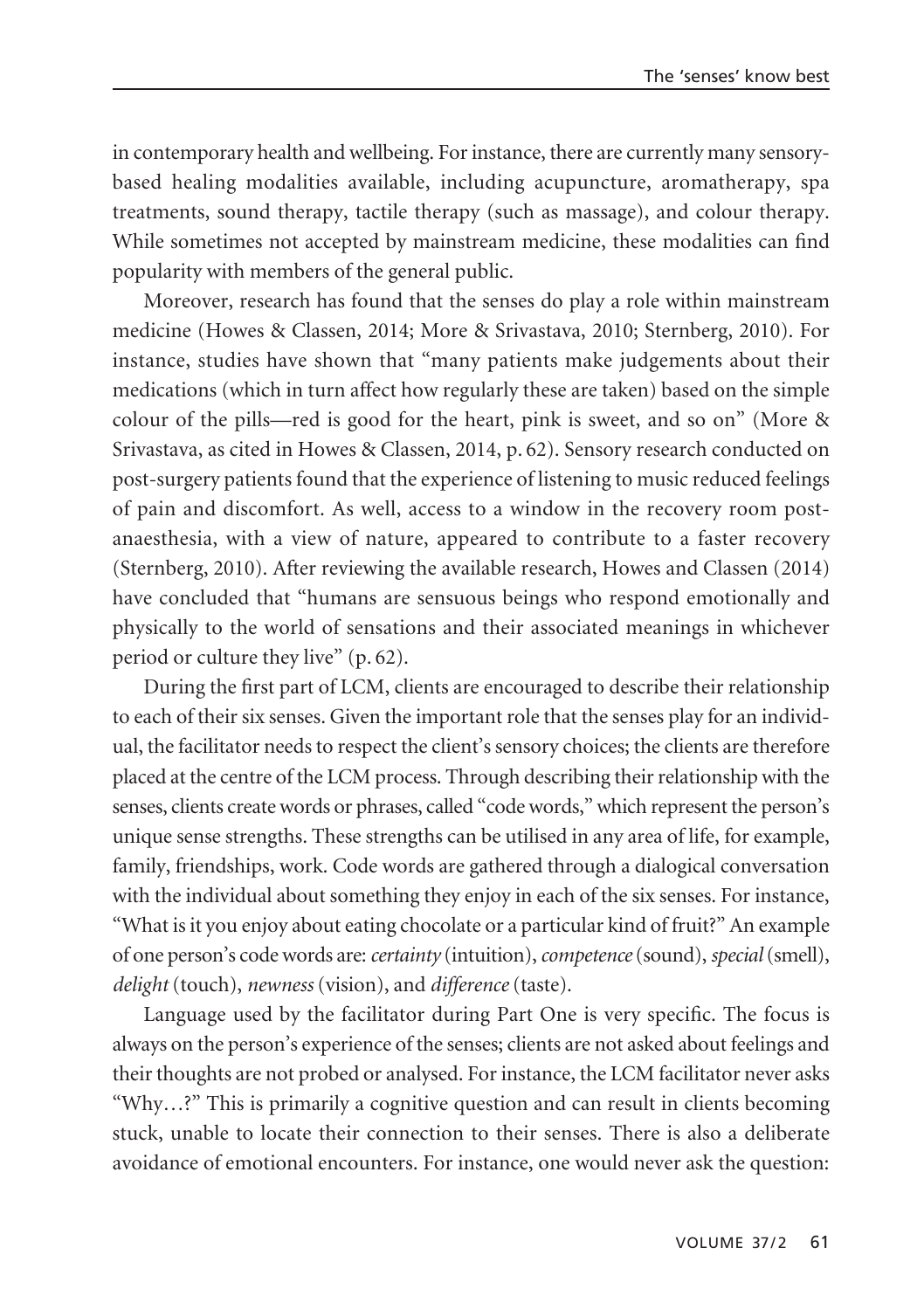in contemporary health and wellbeing. For instance, there are currently many sensory-based healing modalities available, including acupuncture, aromatherapy, spa treatments, sound therapy, tactile therapy (such as massage), and colour therapy. While sometimes not accepted by mainstream medicine, these modalities can find popularity with members of the general public.

Moreover, research has found that the senses do play a role within mainstream medicine (Howes & Classen, 2014; More & Srivastava, 2010; Sternberg, 2010). For instance, studies have shown that "many patients make judgements about their medications (which in turn affect how regularly these are taken) based on the simple colour of the pills—red is good for the heart, pink is sweet, and so on" (More & Srivastava, as cited in Howes & Classen, 2014, p. 62). Sensory research conducted on post-surgery patients found that the experience of listening to music reduced feelings of pain and discomfort. As well, access to a window in the recovery room post-anaesthesia, with a view of nature, appeared to contribute to a faster recovery (Sternberg, 2010). After reviewing the available research, Howes and Classen (2014) have concluded that "humans are sensuous beings who respond emotionally and physically to the world of sensations and their associated meanings in whichever period or culture they live" (p. 62).

During the first part of LCM, clients are encouraged to describe their relationship to each of their six senses. Given the important role that the senses play for an individual, the facilitator needs to respect the client's sensory choices; the clients are therefore placed at the centre of the LCM process. Through describing their relationship with the senses, clients create words or phrases, called "code words," which represent the person's unique sense strengths. These strengths can be utilised in any area of life, for example, family, friendships, work. Code words are gathered through a dialogical conversation with the individual about something they enjoy in each of the six senses. For instance, "What is it you enjoy about eating chocolate or a particular kind of fruit?" An example of one person's code words are: *certainty* (intuition), *competence* (sound), *special* (smell), *delight* (touch), *newness* (vision), and *difference* (taste).

Language used by the facilitator during Part One is very specific. The focus is always on the person's experience of the senses; clients are not asked about feelings and their thoughts are not probed or analysed. For instance, the LCM facilitator never asks "Why…?" This is primarily a cognitive question and can result in clients becoming stuck, unable to locate their connection to their senses. There is also a deliberate avoidance of emotional encounters. For instance, one would never ask the question: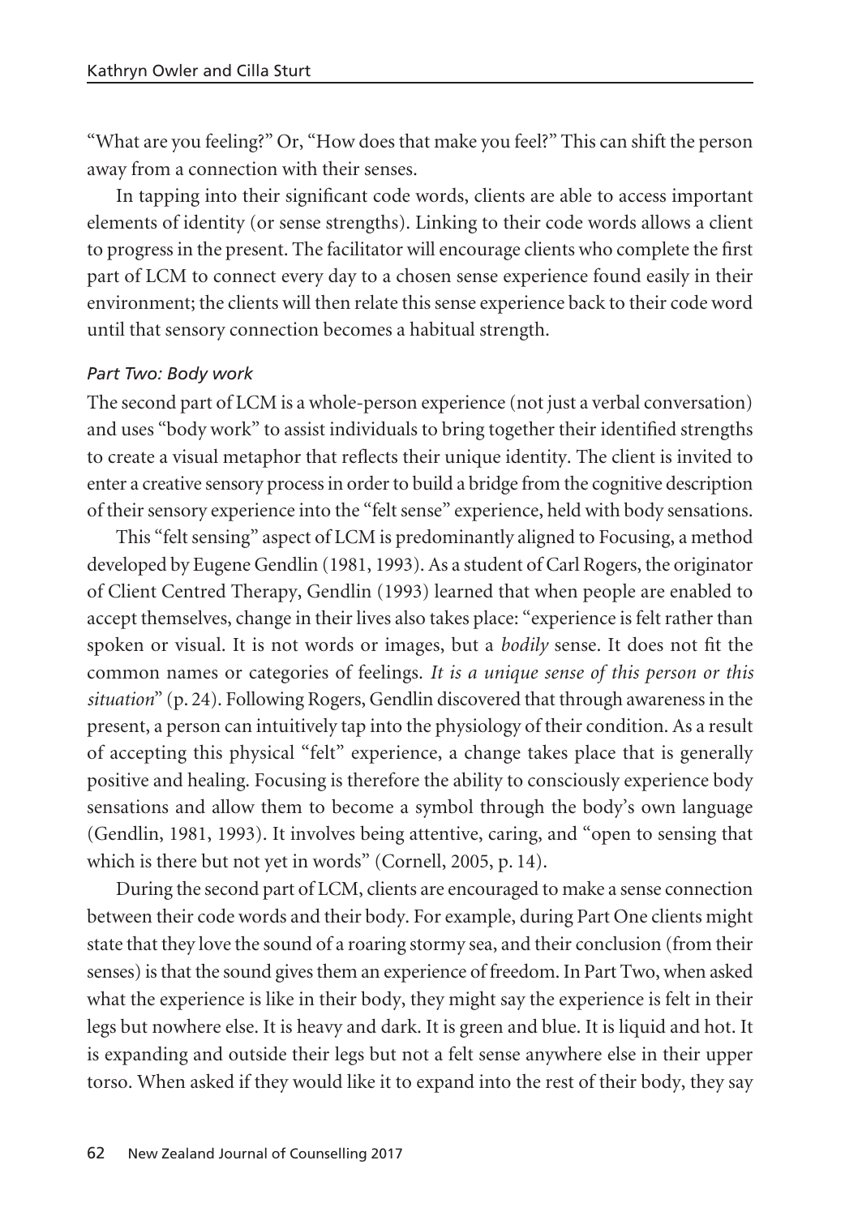"What are you feeling?" Or, "How does that make you feel?" This can shift the person away from a connection with their senses.

In tapping into their significant code words, clients are able to access important elements of identity (or sense strengths). Linking to their code words allows a client to progress in the present. The facilitator will encourage clients who complete the first part of LCM to connect every day to a chosen sense experience found easily in their environment; the clients will then relate this sense experience back to their code word until that sensory connection becomes a habitual strength.

*Part Two: Body work*

The second part of LCM is a whole-person experience (not just a verbal conversation) and uses "body work" to assist individuals to bring together their identified strengths to create a visual metaphor that reflects their unique identity. The client is invited to enter a creative sensory process in order to build a bridge from the cognitive description of their sensory experience into the "felt sense" experience, held with body sensations.

This "felt sensing" aspect of LCM is predominantly aligned to Focusing, a method developed by Eugene Gendlin (1981, 1993). As a student of Carl Rogers, the originator of Client Centred Therapy, Gendlin (1993) learned that when people are enabled to accept themselves, change in their lives also takes place: "experience is felt rather than spoken or visual. It is not words or images, but a *bodily* sense. It does not fit the common names or categories of feelings. *It is a unique sense of this person or this situation*" (p. 24). Following Rogers, Gendlin discovered that through awareness in the present, a person can intuitively tap into the physiology of their condition. As a result of accepting this physical "felt" experience, a change takes place that is generally positive and healing. Focusing is therefore the ability to consciously experience body sensations and allow them to become a symbol through the body's own language (Gendlin, 1981, 1993). It involves being attentive, caring, and "open to sensing that which is there but not yet in words" (Cornell, 2005, p. 14).

During the second part of LCM, clients are encouraged to make a sense connection between their code words and their body. For example, during Part One clients might state that they love the sound of a roaring stormy sea, and their conclusion (from their senses) is that the sound gives them an experience of freedom. In Part Two, when asked what the experience is like in their body, they might say the experience is felt in their legs but nowhere else. It is heavy and dark. It is green and blue. It is liquid and hot. It is expanding and outside their legs but not a felt sense anywhere else in their upper torso. When asked if they would like it to expand into the rest of their body, they say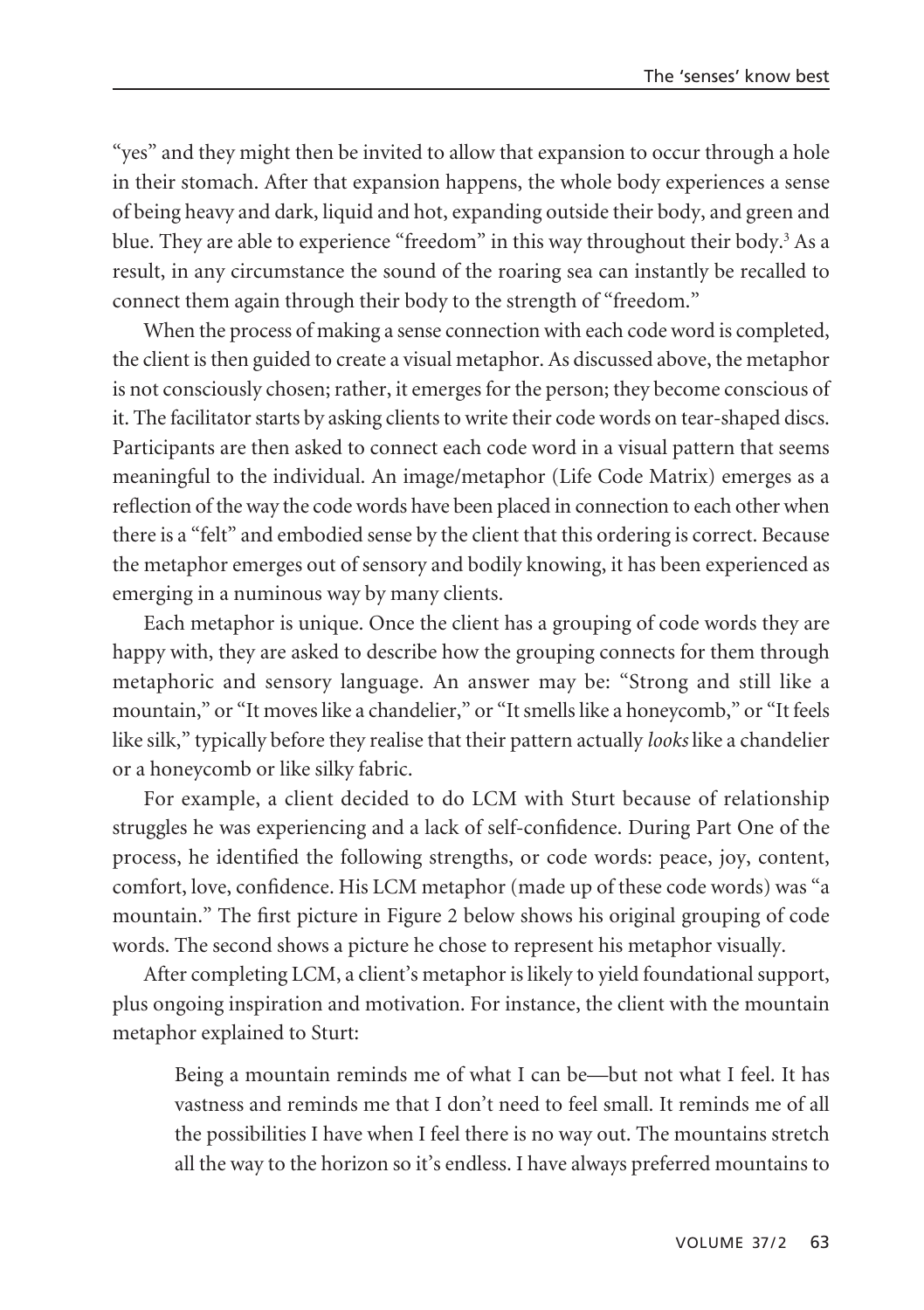"yes" and they might then be invited to allow that expansion to occur through a hole in their stomach. After that expansion happens, the whole body experiences a sense of being heavy and dark, liquid and hot, expanding outside their body, and green and blue. They are able to experience "freedom" in this way throughout their body.[3] As a result, in any circumstance the sound of the roaring sea can instantly be recalled to connect them again through their body to the strength of "freedom."

When the process of making a sense connection with each code word is completed, the client is then guided to create a visual metaphor. As discussed above, the metaphor is not consciously chosen; rather, it emerges for the person; they become conscious of it. The facilitator starts by asking clients to write their code words on tear-shaped discs. Participants are then asked to connect each code word in a visual pattern that seems meaningful to the individual. An image/metaphor (Life Code Matrix) emerges as a reflection of the way the code words have been placed in connection to each other when there is a "felt" and embodied sense by the client that this ordering is correct. Because the metaphor emerges out of sensory and bodily knowing, it has been experienced as emerging in a numinous way by many clients.

Each metaphor is unique. Once the client has a grouping of code words they are happy with, they are asked to describe how the grouping connects for them through metaphoric and sensory language. An answer may be: "Strong and still like a mountain," or "It moves like a chandelier," or "It smells like a honeycomb," or "It feels like silk," typically before they realise that their pattern actually *looks* like a chandelier or a honeycomb or like silky fabric.

For example, a client decided to do LCM with Sturt because of relationship struggles he was experiencing and a lack of self-confidence. During Part One of the process, he identified the following strengths, or code words: peace, joy, content, comfort, love, confidence. His LCM metaphor (made up of these code words) was "a mountain." The first picture in Figure 2 below shows his original grouping of code words. The second shows a picture he chose to represent his metaphor visually.

After completing LCM, a client's metaphor is likely to yield foundational support, plus ongoing inspiration and motivation. For instance, the client with the mountain metaphor explained to Sturt:

> Being a mountain reminds me of what I can be—but not what I feel. It has vastness and reminds me that I don't need to feel small. It reminds me of all the possibilities I have when I feel there is no way out. The mountains stretch all the way to the horizon so it's endless. I have always preferred mountains to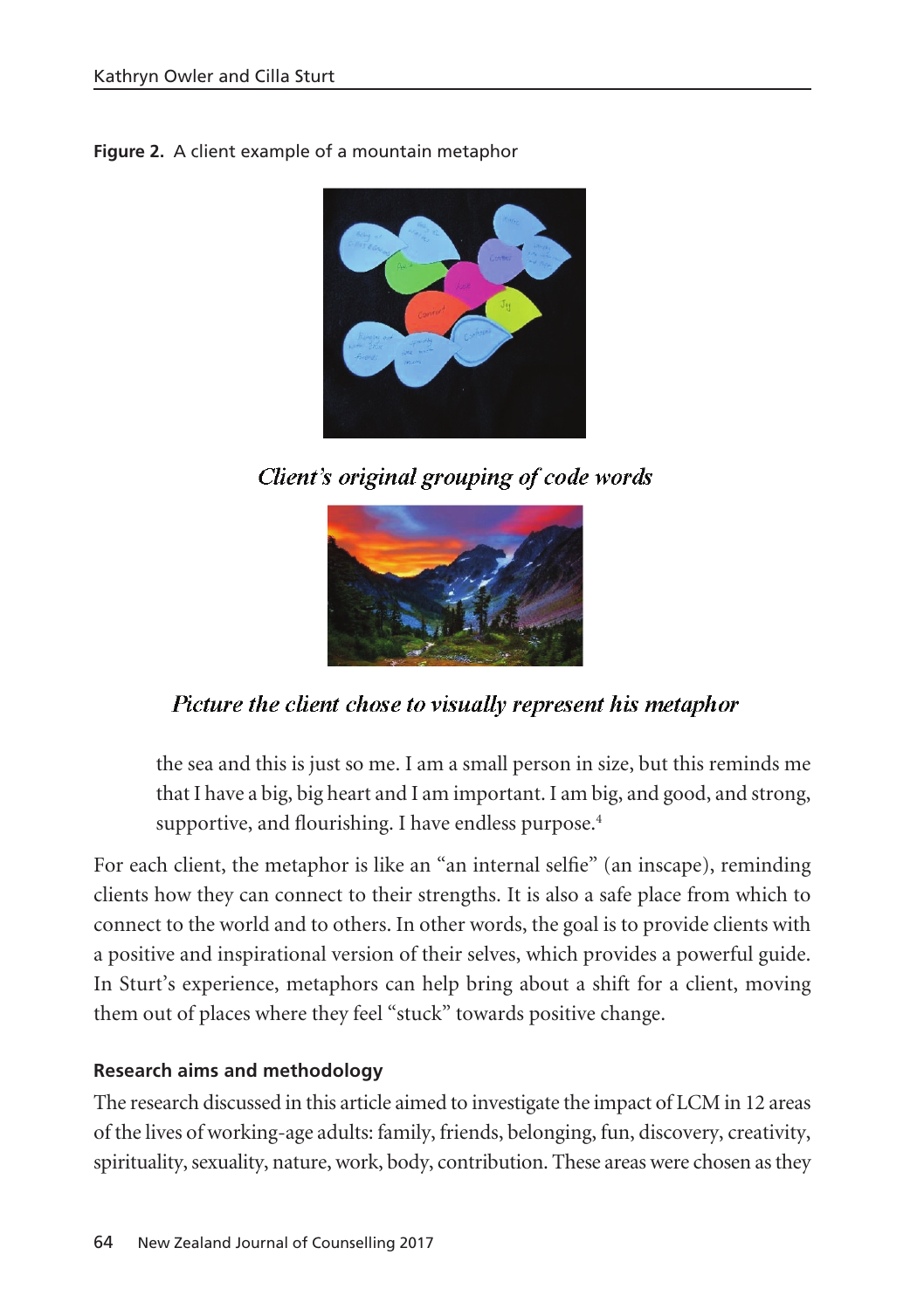**Figure 2.** A client example of a mountain metaphor

*Client's original grouping of code words*

*Picture the client chose to visually represent his metaphor*

> the sea and this is just so me. I am a small person in size, but this reminds me that I have a big, big heart and I am important. I am big, and good, and strong, supportive, and flourishing. I have endless purpose.[4]

For each client, the metaphor is like an "an internal selfie" (an inscape), reminding clients how they can connect to their strengths. It is also a safe place from which to connect to the world and to others. In other words, the goal is to provide clients with a positive and inspirational version of their selves, which provides a powerful guide. In Sturt's experience, metaphors can help bring about a shift for a client, moving them out of places where they feel "stuck" towards positive change.

## Research aims and methodology

The research discussed in this article aimed to investigate the impact of LCM in 12 areas of the lives of working-age adults: family, friends, belonging, fun, discovery, creativity, spirituality, sexuality, nature, work, body, contribution. These areas were chosen as they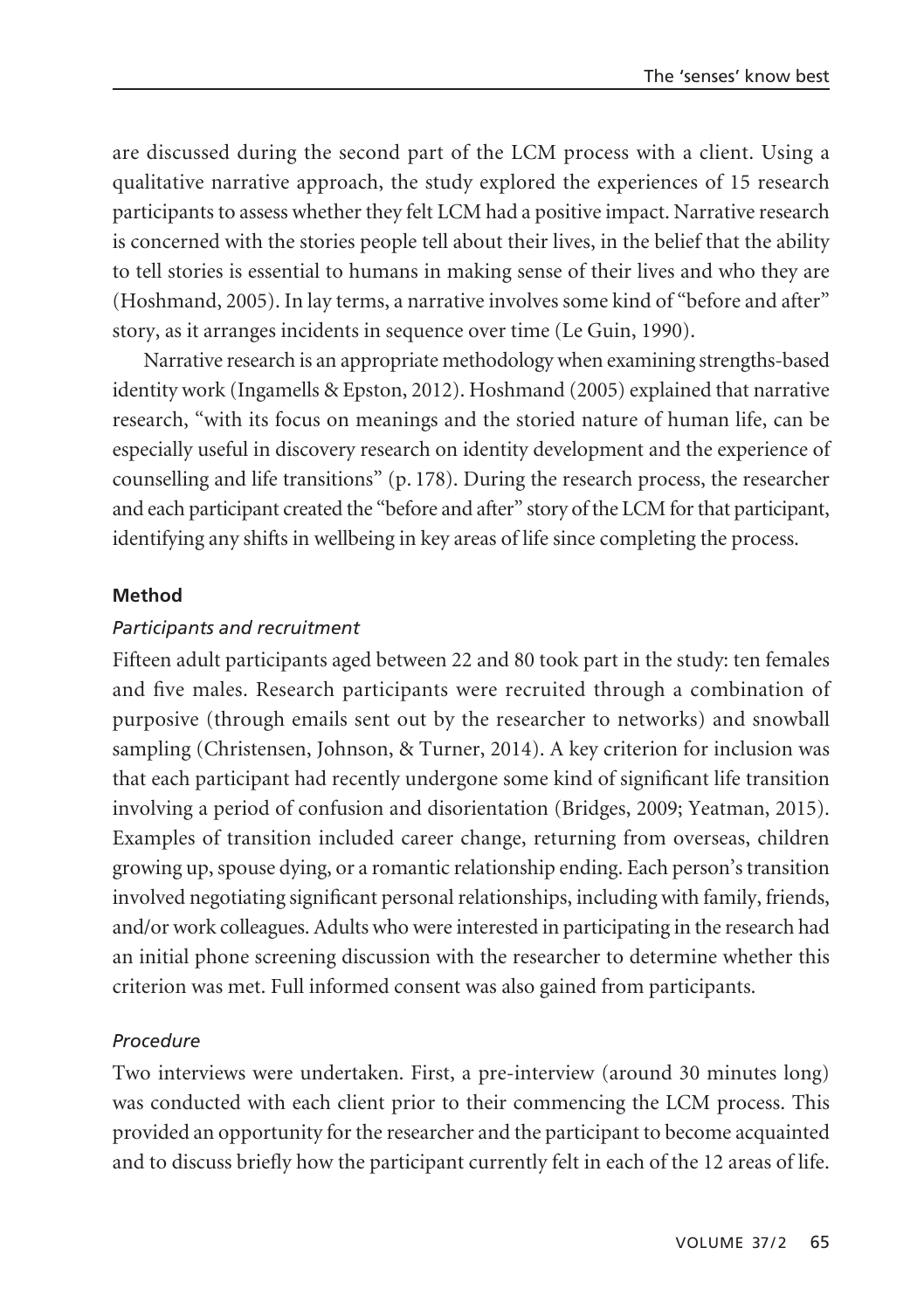are discussed during the second part of the LCM process with a client. Using a qualitative narrative approach, the study explored the experiences of 15 research participants to assess whether they felt LCM had a positive impact. Narrative research is concerned with the stories people tell about their lives, in the belief that the ability to tell stories is essential to humans in making sense of their lives and who they are (Hoshmand, 2005). In lay terms, a narrative involves some kind of "before and after" story, as it arranges incidents in sequence over time (Le Guin, 1990).

Narrative research is an appropriate methodology when examining strengths-based identity work (Ingamells & Epston, 2012). Hoshmand (2005) explained that narrative research, "with its focus on meanings and the storied nature of human life, can be especially useful in discovery research on identity development and the experience of counselling and life transitions" (p. 178). During the research process, the researcher and each participant created the "before and after" story of the LCM for that participant, identifying any shifts in wellbeing in key areas of life since completing the process.

## Method

### *Participants and recruitment*

Fifteen adult participants aged between 22 and 80 took part in the study: ten females and five males. Research participants were recruited through a combination of purposive (through emails sent out by the researcher to networks) and snowball sampling (Christensen, Johnson, & Turner, 2014). A key criterion for inclusion was that each participant had recently undergone some kind of significant life transition involving a period of confusion and disorientation (Bridges, 2009; Yeatman, 2015). Examples of transition included career change, returning from overseas, children growing up, spouse dying, or a romantic relationship ending. Each person's transition involved negotiating significant personal relationships, including with family, friends, and/or work colleagues. Adults who were interested in participating in the research had an initial phone screening discussion with the researcher to determine whether this criterion was met. Full informed consent was also gained from participants.

### *Procedure*

Two interviews were undertaken. First, a pre-interview (around 30 minutes long) was conducted with each client prior to their commencing the LCM process. This provided an opportunity for the researcher and the participant to become acquainted and to discuss briefly how the participant currently felt in each of the 12 areas of life.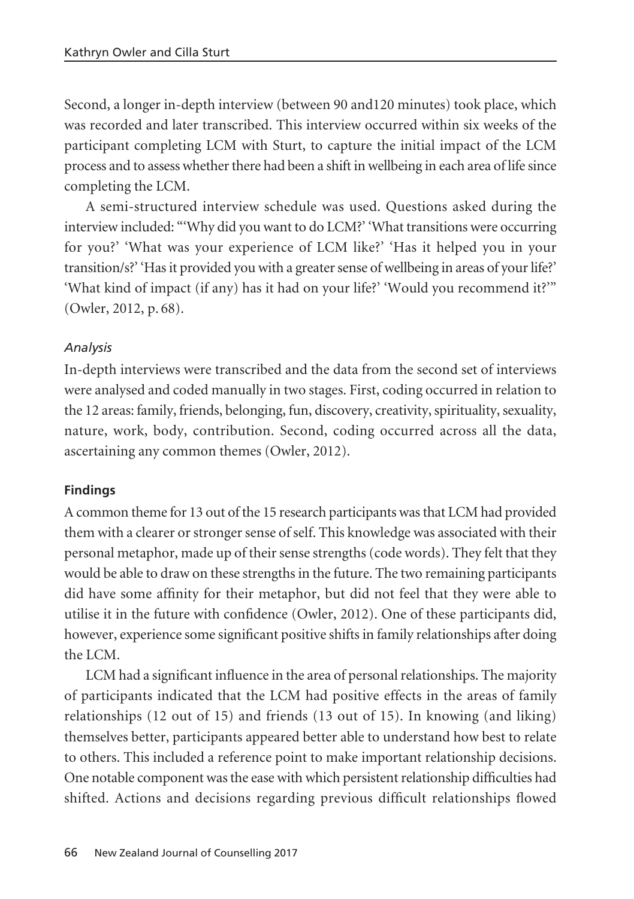Second, a longer in-depth interview (between 90 and120 minutes) took place, which was recorded and later transcribed. This interview occurred within six weeks of the participant completing LCM with Sturt, to capture the initial impact of the LCM process and to assess whether there had been a shift in wellbeing in each area of life since completing the LCM.

A semi-structured interview schedule was used. Questions asked during the interview included: "'Why did you want to do LCM?' 'What transitions were occurring for you?' 'What was your experience of LCM like?' 'Has it helped you in your transition/s?' 'Has it provided you with a greater sense of wellbeing in areas of your life?' 'What kind of impact (if any) has it had on your life?' 'Would you recommend it?'" (Owler, 2012, p. 68).

*Analysis*

In-depth interviews were transcribed and the data from the second set of interviews were analysed and coded manually in two stages. First, coding occurred in relation to the 12 areas: family, friends, belonging, fun, discovery, creativity, spirituality, sexuality, nature, work, body, contribution. Second, coding occurred across all the data, ascertaining any common themes (Owler, 2012).

**Findings**

A common theme for 13 out of the 15 research participants was that LCM had provided them with a clearer or stronger sense of self. This knowledge was associated with their personal metaphor, made up of their sense strengths (code words). They felt that they would be able to draw on these strengths in the future. The two remaining participants did have some affinity for their metaphor, but did not feel that they were able to utilise it in the future with confidence (Owler, 2012). One of these participants did, however, experience some significant positive shifts in family relationships after doing the LCM.

LCM had a significant influence in the area of personal relationships. The majority of participants indicated that the LCM had positive effects in the areas of family relationships (12 out of 15) and friends (13 out of 15). In knowing (and liking) themselves better, participants appeared better able to understand how best to relate to others. This included a reference point to make important relationship decisions. One notable component was the ease with which persistent relationship difficulties had shifted. Actions and decisions regarding previous difficult relationships flowed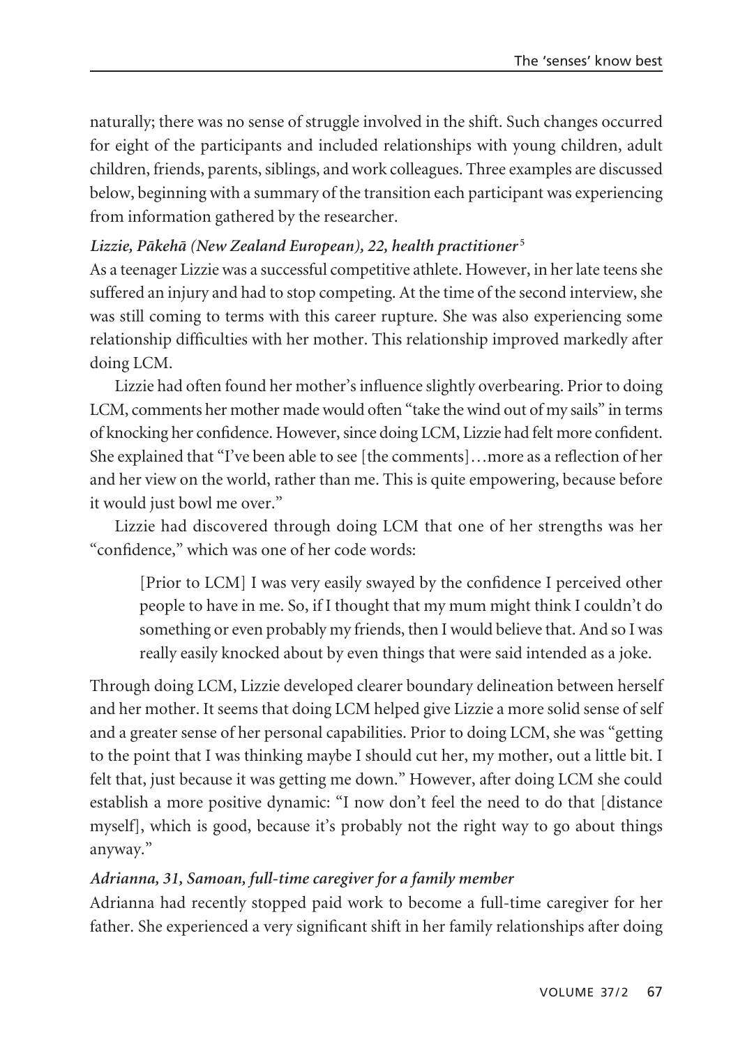naturally; there was no sense of struggle involved in the shift. Such changes occurred for eight of the participants and included relationships with young children, adult children, friends, parents, siblings, and work colleagues. Three examples are discussed below, beginning with a summary of the transition each participant was experiencing from information gathered by the researcher.

***Lizzie, Pākehā (New Zealand European), 22, health practitioner*[5]**

As a teenager Lizzie was a successful competitive athlete. However, in her late teens she suffered an injury and had to stop competing. At the time of the second interview, she was still coming to terms with this career rupture. She was also experiencing some relationship difficulties with her mother. This relationship improved markedly after doing LCM.

Lizzie had often found her mother's influence slightly overbearing. Prior to doing LCM, comments her mother made would often "take the wind out of my sails" in terms of knocking her confidence. However, since doing LCM, Lizzie had felt more confident. She explained that "I've been able to see [the comments]…more as a reflection of her and her view on the world, rather than me. This is quite empowering, because before it would just bowl me over."

Lizzie had discovered through doing LCM that one of her strengths was her "confidence," which was one of her code words:

> [Prior to LCM] I was very easily swayed by the confidence I perceived other people to have in me. So, if I thought that my mum might think I couldn't do something or even probably my friends, then I would believe that. And so I was really easily knocked about by even things that were said intended as a joke.

Through doing LCM, Lizzie developed clearer boundary delineation between herself and her mother. It seems that doing LCM helped give Lizzie a more solid sense of self and a greater sense of her personal capabilities. Prior to doing LCM, she was "getting to the point that I was thinking maybe I should cut her, my mother, out a little bit. I felt that, just because it was getting me down." However, after doing LCM she could establish a more positive dynamic: "I now don't feel the need to do that [distance myself], which is good, because it's probably not the right way to go about things anyway."

***Adrianna, 31, Samoan, full-time caregiver for a family member***

Adrianna had recently stopped paid work to become a full-time caregiver for her father. She experienced a very significant shift in her family relationships after doing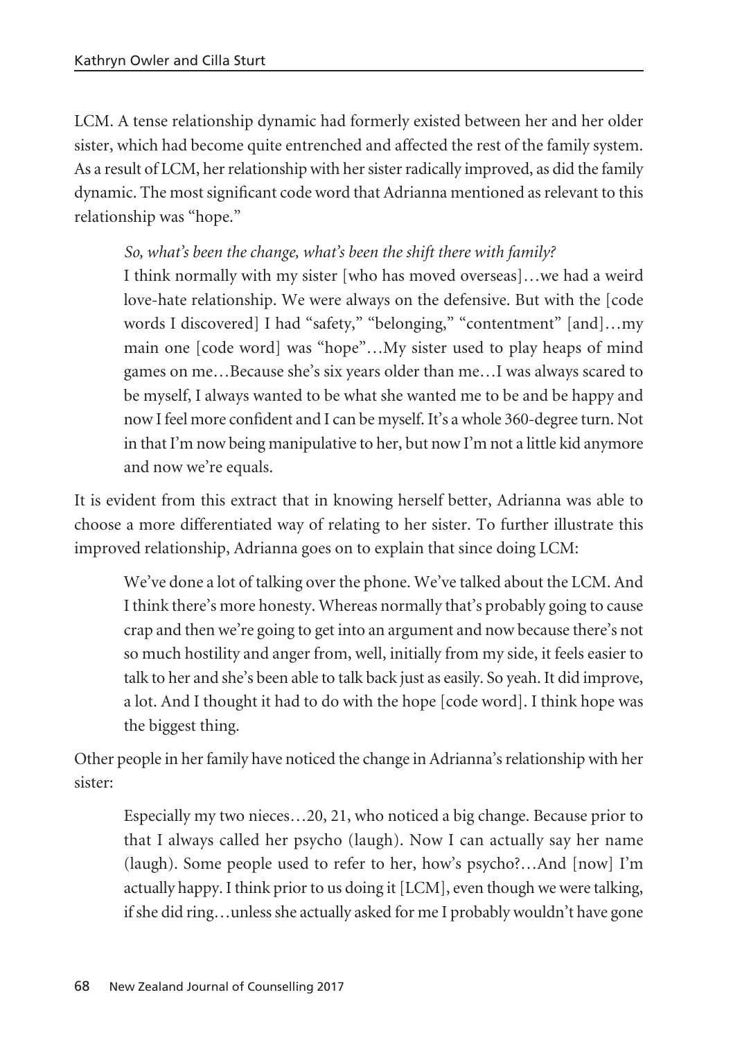LCM. A tense relationship dynamic had formerly existed between her and her older sister, which had become quite entrenched and affected the rest of the family system. As a result of LCM, her relationship with her sister radically improved, as did the family dynamic. The most significant code word that Adrianna mentioned as relevant to this relationship was "hope."

> *So, what's been the change, what's been the shift there with family?*
> I think normally with my sister [who has moved overseas]…we had a weird love-hate relationship. We were always on the defensive. But with the [code words I discovered] I had "safety," "belonging," "contentment" [and]…my main one [code word] was "hope"…My sister used to play heaps of mind games on me…Because she's six years older than me…I was always scared to be myself, I always wanted to be what she wanted me to be and be happy and now I feel more confident and I can be myself. It's a whole 360-degree turn. Not in that I'm now being manipulative to her, but now I'm not a little kid anymore and now we're equals.

It is evident from this extract that in knowing herself better, Adrianna was able to choose a more differentiated way of relating to her sister. To further illustrate this improved relationship, Adrianna goes on to explain that since doing LCM:

> We've done a lot of talking over the phone. We've talked about the LCM. And I think there's more honesty. Whereas normally that's probably going to cause crap and then we're going to get into an argument and now because there's not so much hostility and anger from, well, initially from my side, it feels easier to talk to her and she's been able to talk back just as easily. So yeah. It did improve, a lot. And I thought it had to do with the hope [code word]. I think hope was the biggest thing.

Other people in her family have noticed the change in Adrianna's relationship with her sister:

> Especially my two nieces…20, 21, who noticed a big change. Because prior to that I always called her psycho (laugh). Now I can actually say her name (laugh). Some people used to refer to her, how's psycho?…And [now] I'm actually happy. I think prior to us doing it [LCM], even though we were talking, if she did ring…unless she actually asked for me I probably wouldn't have gone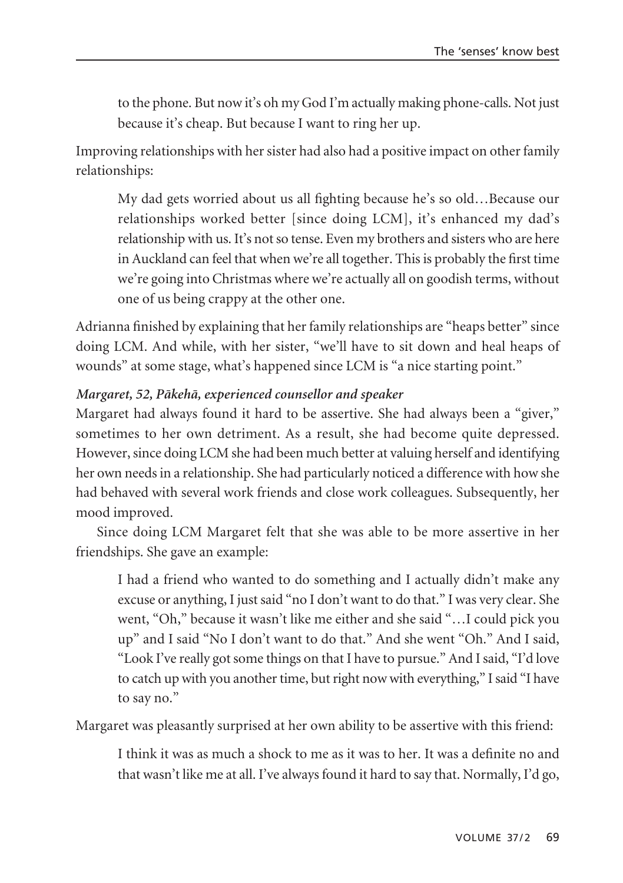> to the phone. But now it's oh my God I'm actually making phone-calls. Not just because it's cheap. But because I want to ring her up.

Improving relationships with her sister had also had a positive impact on other family relationships:

> My dad gets worried about us all fighting because he's so old…Because our relationships worked better [since doing LCM], it's enhanced my dad's relationship with us. It's not so tense. Even my brothers and sisters who are here in Auckland can feel that when we're all together. This is probably the first time we're going into Christmas where we're actually all on goodish terms, without one of us being crappy at the other one.

Adrianna finished by explaining that her family relationships are "heaps better" since doing LCM. And while, with her sister, "we'll have to sit down and heal heaps of wounds" at some stage, what's happened since LCM is "a nice starting point."

***Margaret, 52, Pākehā, experienced counsellor and speaker***

Margaret had always found it hard to be assertive. She had always been a "giver," sometimes to her own detriment. As a result, she had become quite depressed. However, since doing LCM she had been much better at valuing herself and identifying her own needs in a relationship. She had particularly noticed a difference with how she had behaved with several work friends and close work colleagues. Subsequently, her mood improved.

Since doing LCM Margaret felt that she was able to be more assertive in her friendships. She gave an example:

> I had a friend who wanted to do something and I actually didn't make any excuse or anything, I just said "no I don't want to do that." I was very clear. She went, "Oh," because it wasn't like me either and she said "…I could pick you up" and I said "No I don't want to do that." And she went "Oh." And I said, "Look I've really got some things on that I have to pursue." And I said, "I'd love to catch up with you another time, but right now with everything," I said "I have to say no."

Margaret was pleasantly surprised at her own ability to be assertive with this friend:

> I think it was as much a shock to me as it was to her. It was a definite no and that wasn't like me at all. I've always found it hard to say that. Normally, I'd go,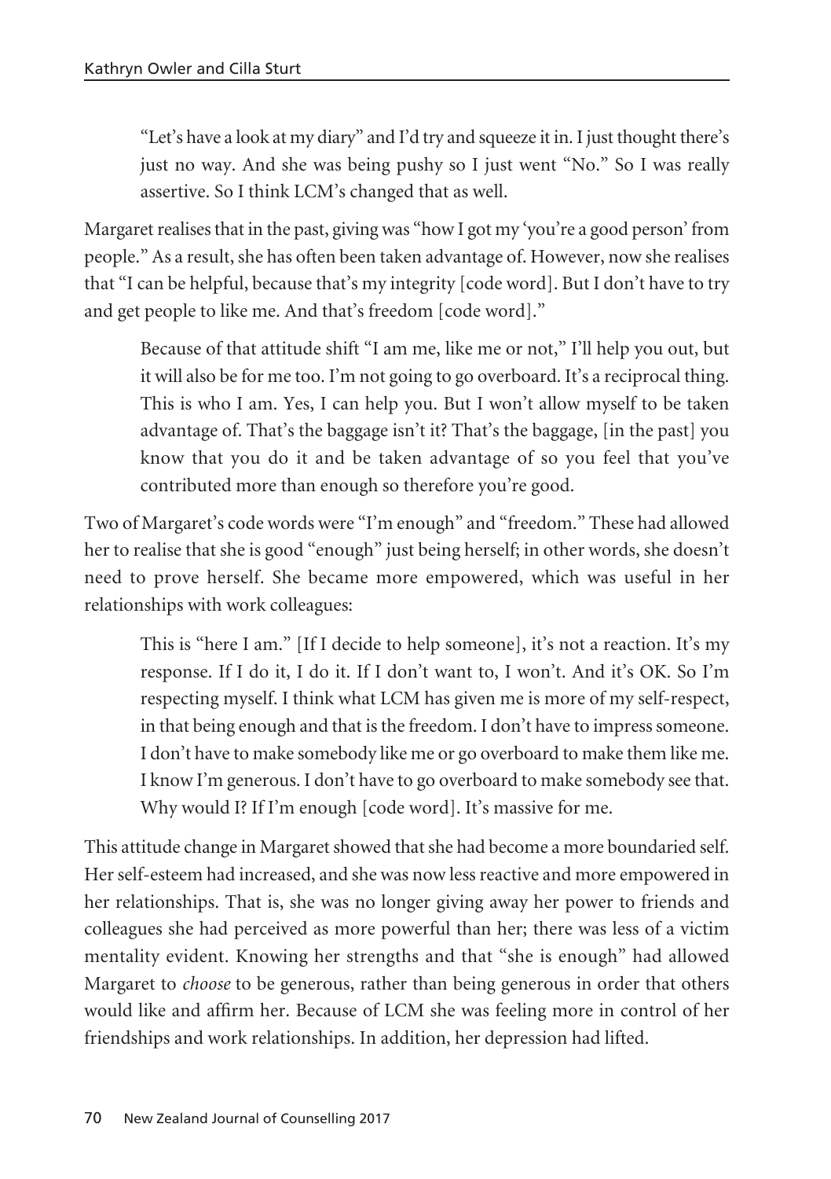> "Let's have a look at my diary" and I'd try and squeeze it in. I just thought there's just no way. And she was being pushy so I just went "No." So I was really assertive. So I think LCM's changed that as well.

Margaret realises that in the past, giving was "how I got my 'you're a good person' from people." As a result, she has often been taken advantage of. However, now she realises that "I can be helpful, because that's my integrity [code word]. But I don't have to try and get people to like me. And that's freedom [code word]."

> Because of that attitude shift "I am me, like me or not," I'll help you out, but it will also be for me too. I'm not going to go overboard. It's a reciprocal thing. This is who I am. Yes, I can help you. But I won't allow myself to be taken advantage of. That's the baggage isn't it? That's the baggage, [in the past] you know that you do it and be taken advantage of so you feel that you've contributed more than enough so therefore you're good.

Two of Margaret's code words were "I'm enough" and "freedom." These had allowed her to realise that she is good "enough" just being herself; in other words, she doesn't need to prove herself. She became more empowered, which was useful in her relationships with work colleagues:

> This is "here I am." [If I decide to help someone], it's not a reaction. It's my response. If I do it, I do it. If I don't want to, I won't. And it's OK. So I'm respecting myself. I think what LCM has given me is more of my self-respect, in that being enough and that is the freedom. I don't have to impress someone. I don't have to make somebody like me or go overboard to make them like me. I know I'm generous. I don't have to go overboard to make somebody see that. Why would I? If I'm enough [code word]. It's massive for me.

This attitude change in Margaret showed that she had become a more boundaried self. Her self-esteem had increased, and she was now less reactive and more empowered in her relationships. That is, she was no longer giving away her power to friends and colleagues she had perceived as more powerful than her; there was less of a victim mentality evident. Knowing her strengths and that "she is enough" had allowed Margaret to *choose* to be generous, rather than being generous in order that others would like and affirm her. Because of LCM she was feeling more in control of her friendships and work relationships. In addition, her depression had lifted.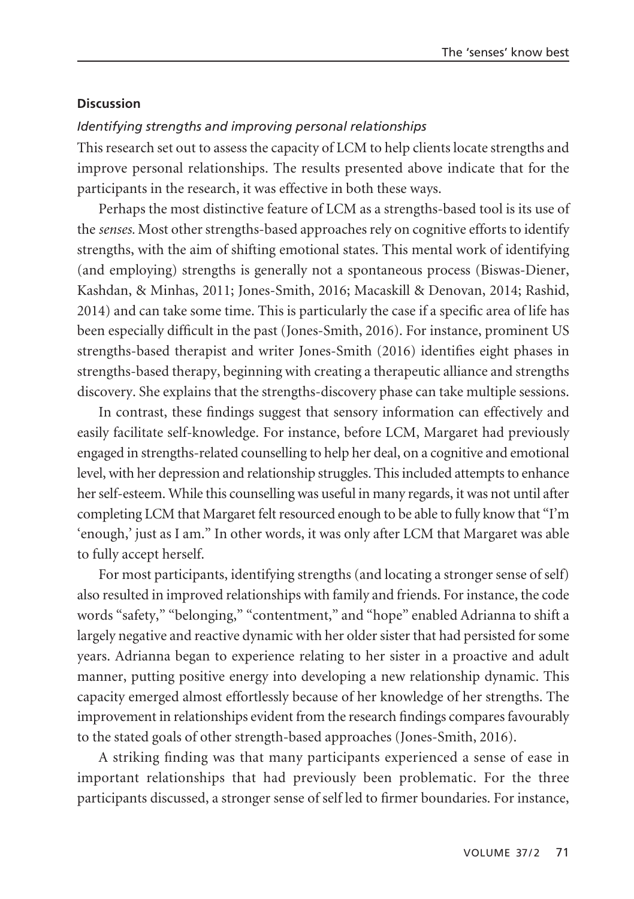## Discussion

### *Identifying strengths and improving personal relationships*

This research set out to assess the capacity of LCM to help clients locate strengths and improve personal relationships. The results presented above indicate that for the participants in the research, it was effective in both these ways.

Perhaps the most distinctive feature of LCM as a strengths-based tool is its use of the *senses*. Most other strengths-based approaches rely on cognitive efforts to identify strengths, with the aim of shifting emotional states. This mental work of identifying (and employing) strengths is generally not a spontaneous process (Biswas-Diener, Kashdan, & Minhas, 2011; Jones-Smith, 2016; Macaskill & Denovan, 2014; Rashid, 2014) and can take some time. This is particularly the case if a specific area of life has been especially difficult in the past (Jones-Smith, 2016). For instance, prominent US strengths-based therapist and writer Jones-Smith (2016) identifies eight phases in strengths-based therapy, beginning with creating a therapeutic alliance and strengths discovery. She explains that the strengths-discovery phase can take multiple sessions.

In contrast, these findings suggest that sensory information can effectively and easily facilitate self-knowledge. For instance, before LCM, Margaret had previously engaged in strengths-related counselling to help her deal, on a cognitive and emotional level, with her depression and relationship struggles. This included attempts to enhance her self-esteem. While this counselling was useful in many regards, it was not until after completing LCM that Margaret felt resourced enough to be able to fully know that "I'm 'enough,' just as I am." In other words, it was only after LCM that Margaret was able to fully accept herself.

For most participants, identifying strengths (and locating a stronger sense of self) also resulted in improved relationships with family and friends. For instance, the code words "safety," "belonging," "contentment," and "hope" enabled Adrianna to shift a largely negative and reactive dynamic with her older sister that had persisted for some years. Adrianna began to experience relating to her sister in a proactive and adult manner, putting positive energy into developing a new relationship dynamic. This capacity emerged almost effortlessly because of her knowledge of her strengths. The improvement in relationships evident from the research findings compares favourably to the stated goals of other strength-based approaches (Jones-Smith, 2016).

A striking finding was that many participants experienced a sense of ease in important relationships that had previously been problematic. For the three participants discussed, a stronger sense of self led to firmer boundaries. For instance,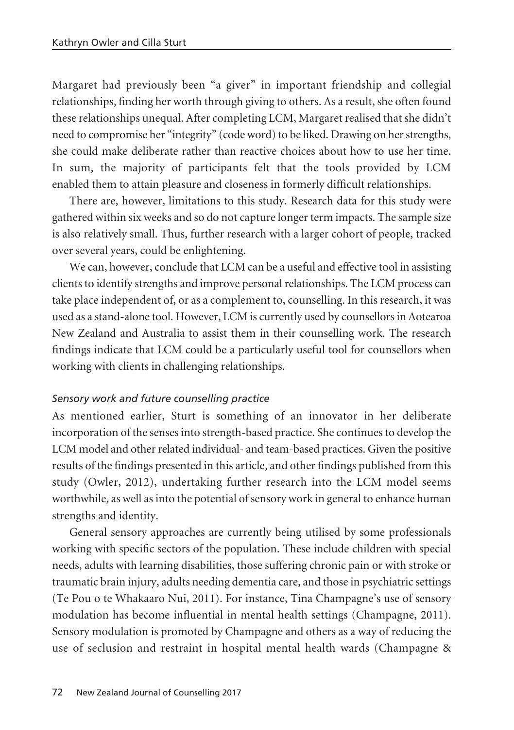Margaret had previously been "a giver" in important friendship and collegial relationships, finding her worth through giving to others. As a result, she often found these relationships unequal. After completing LCM, Margaret realised that she didn't need to compromise her "integrity" (code word) to be liked. Drawing on her strengths, she could make deliberate rather than reactive choices about how to use her time. In sum, the majority of participants felt that the tools provided by LCM enabled them to attain pleasure and closeness in formerly difficult relationships.

There are, however, limitations to this study. Research data for this study were gathered within six weeks and so do not capture longer term impacts. The sample size is also relatively small. Thus, further research with a larger cohort of people, tracked over several years, could be enlightening.

We can, however, conclude that LCM can be a useful and effective tool in assisting clients to identify strengths and improve personal relationships. The LCM process can take place independent of, or as a complement to, counselling. In this research, it was used as a stand-alone tool. However, LCM is currently used by counsellors in Aotearoa New Zealand and Australia to assist them in their counselling work. The research findings indicate that LCM could be a particularly useful tool for counsellors when working with clients in challenging relationships.

#### *Sensory work and future counselling practice*

As mentioned earlier, Sturt is something of an innovator in her deliberate incorporation of the senses into strength-based practice. She continues to develop the LCM model and other related individual- and team-based practices. Given the positive results of the findings presented in this article, and other findings published from this study (Owler, 2012), undertaking further research into the LCM model seems worthwhile, as well as into the potential of sensory work in general to enhance human strengths and identity.

General sensory approaches are currently being utilised by some professionals working with specific sectors of the population. These include children with special needs, adults with learning disabilities, those suffering chronic pain or with stroke or traumatic brain injury, adults needing dementia care, and those in psychiatric settings (Te Pou o te Whakaaro Nui, 2011). For instance, Tina Champagne's use of sensory modulation has become influential in mental health settings (Champagne, 2011). Sensory modulation is promoted by Champagne and others as a way of reducing the use of seclusion and restraint in hospital mental health wards (Champagne &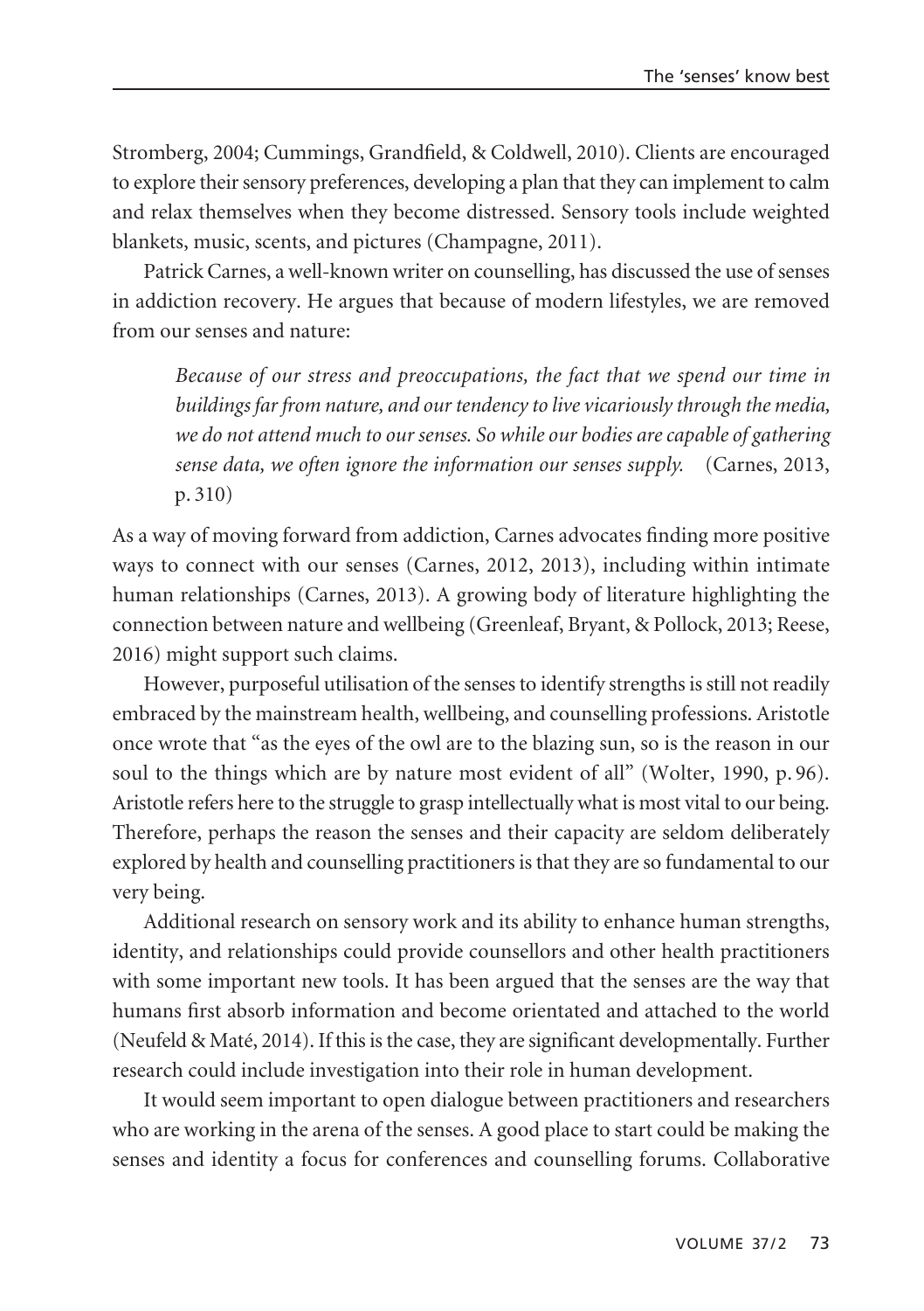Stromberg, 2004; Cummings, Grandfield, & Coldwell, 2010). Clients are encouraged to explore their sensory preferences, developing a plan that they can implement to calm and relax themselves when they become distressed. Sensory tools include weighted blankets, music, scents, and pictures (Champagne, 2011).

Patrick Carnes, a well-known writer on counselling, has discussed the use of senses in addiction recovery. He argues that because of modern lifestyles, we are removed from our senses and nature:

> *Because of our stress and preoccupations, the fact that we spend our time in buildings far from nature, and our tendency to live vicariously through the media, we do not attend much to our senses. So while our bodies are capable of gathering sense data, we often ignore the information our senses supply.* (Carnes, 2013, p. 310)

As a way of moving forward from addiction, Carnes advocates finding more positive ways to connect with our senses (Carnes, 2012, 2013), including within intimate human relationships (Carnes, 2013). A growing body of literature highlighting the connection between nature and wellbeing (Greenleaf, Bryant, & Pollock, 2013; Reese, 2016) might support such claims.

However, purposeful utilisation of the senses to identify strengths is still not readily embraced by the mainstream health, wellbeing, and counselling professions. Aristotle once wrote that "as the eyes of the owl are to the blazing sun, so is the reason in our soul to the things which are by nature most evident of all" (Wolter, 1990, p. 96). Aristotle refers here to the struggle to grasp intellectually what is most vital to our being. Therefore, perhaps the reason the senses and their capacity are seldom deliberately explored by health and counselling practitioners is that they are so fundamental to our very being.

Additional research on sensory work and its ability to enhance human strengths, identity, and relationships could provide counsellors and other health practitioners with some important new tools. It has been argued that the senses are the way that humans first absorb information and become orientated and attached to the world (Neufeld & Maté, 2014). If this is the case, they are significant developmentally. Further research could include investigation into their role in human development.

It would seem important to open dialogue between practitioners and researchers who are working in the arena of the senses. A good place to start could be making the senses and identity a focus for conferences and counselling forums. Collaborative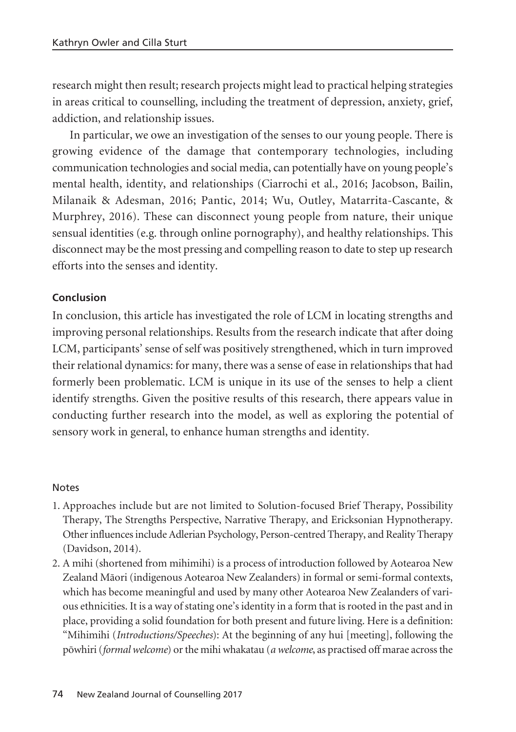research might then result; research projects might lead to practical helping strategies in areas critical to counselling, including the treatment of depression, anxiety, grief, addiction, and relationship issues.

In particular, we owe an investigation of the senses to our young people. There is growing evidence of the damage that contemporary technologies, including communication technologies and social media, can potentially have on young people's mental health, identity, and relationships (Ciarrochi et al., 2016; Jacobson, Bailin, Milanaik & Adesman, 2016; Pantic, 2014; Wu, Outley, Matarrita-Cascante, & Murphrey, 2016). These can disconnect young people from nature, their unique sensual identities (e.g. through online pornography), and healthy relationships. This disconnect may be the most pressing and compelling reason to date to step up research efforts into the senses and identity.

## Conclusion

In conclusion, this article has investigated the role of LCM in locating strengths and improving personal relationships. Results from the research indicate that after doing LCM, participants' sense of self was positively strengthened, which in turn improved their relational dynamics: for many, there was a sense of ease in relationships that had formerly been problematic. LCM is unique in its use of the senses to help a client identify strengths. Given the positive results of this research, there appears value in conducting further research into the model, as well as exploring the potential of sensory work in general, to enhance human strengths and identity.

### Notes

1. Approaches include but are not limited to Solution-focused Brief Therapy, Possibility Therapy, The Strengths Perspective, Narrative Therapy, and Ericksonian Hypnotherapy. Other influences include Adlerian Psychology, Person-centred Therapy, and Reality Therapy (Davidson, 2014).
2. A mihi (shortened from mihimihi) is a process of introduction followed by Aotearoa New Zealand Māori (indigenous Aotearoa New Zealanders) in formal or semi-formal contexts, which has become meaningful and used by many other Aotearoa New Zealanders of various ethnicities. It is a way of stating one's identity in a form that is rooted in the past and in place, providing a solid foundation for both present and future living. Here is a definition: "Mihimihi (*Introductions/Speeches*): At the beginning of any hui [meeting], following the pōwhiri (*formal welcome*) or the mihi whakatau (*a welcome*, as practised off marae across the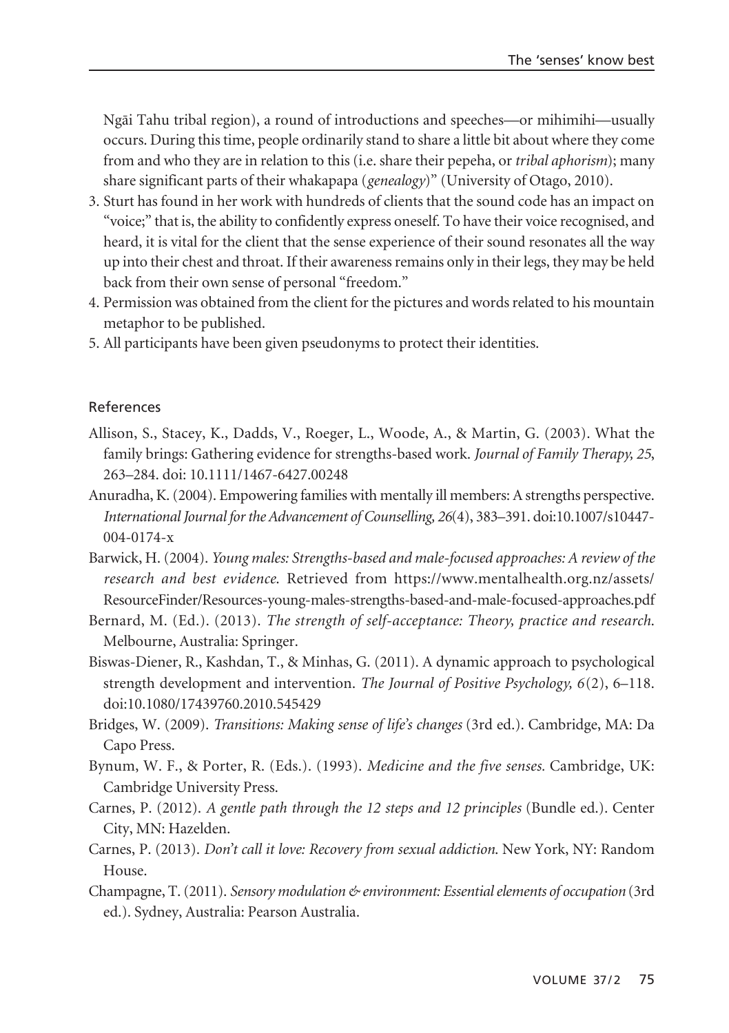Ngāi Tahu tribal region), a round of introductions and speeches—or mihimihi—usually occurs. During this time, people ordinarily stand to share a little bit about where they come from and who they are in relation to this (i.e. share their pepeha, or *tribal aphorism*); many share significant parts of their whakapapa (*genealogy*)" (University of Otago, 2010).

3. Sturt has found in her work with hundreds of clients that the sound code has an impact on "voice;" that is, the ability to confidently express oneself. To have their voice recognised, and heard, it is vital for the client that the sense experience of their sound resonates all the way up into their chest and throat. If their awareness remains only in their legs, they may be held back from their own sense of personal "freedom."
4. Permission was obtained from the client for the pictures and words related to his mountain metaphor to be published.
5. All participants have been given pseudonyms to protect their identities.

## References

Allison, S., Stacey, K., Dadds, V., Roeger, L., Woode, A., & Martin, G. (2003). What the family brings: Gathering evidence for strengths-based work. *Journal of Family Therapy, 25*, 263–284. doi: 10.1111/1467-6427.00248

Anuradha, K. (2004). Empowering families with mentally ill members: A strengths perspective. *International Journal for the Advancement of Counselling, 26*(4), 383–391. doi:10.1007/s10447-004-0174-x

Barwick, H. (2004). *Young males: Strengths-based and male-focused approaches: A review of the research and best evidence.* Retrieved from https://www.mentalhealth.org.nz/assets/ResourceFinder/Resources-young-males-strengths-based-and-male-focused-approaches.pdf

Bernard, M. (Ed.). (2013). *The strength of self-acceptance: Theory, practice and research.* Melbourne, Australia: Springer.

Biswas-Diener, R., Kashdan, T., & Minhas, G. (2011). A dynamic approach to psychological strength development and intervention. *The Journal of Positive Psychology, 6*(2), 6–118. doi:10.1080/17439760.2010.545429

Bridges, W. (2009). *Transitions: Making sense of life's changes* (3rd ed.). Cambridge, MA: Da Capo Press.

Bynum, W. F., & Porter, R. (Eds.). (1993). *Medicine and the five senses.* Cambridge, UK: Cambridge University Press.

Carnes, P. (2012). *A gentle path through the 12 steps and 12 principles* (Bundle ed.). Center City, MN: Hazelden.

Carnes, P. (2013). *Don't call it love: Recovery from sexual addiction.* New York, NY: Random House.

Champagne, T. (2011). *Sensory modulation & environment: Essential elements of occupation* (3rd ed.). Sydney, Australia: Pearson Australia.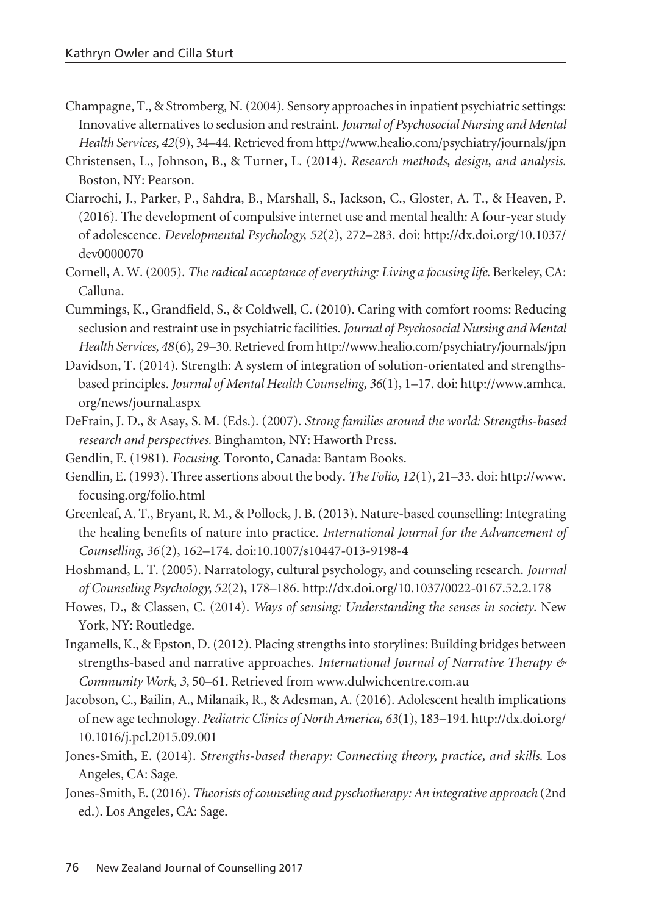Champagne, T., & Stromberg, N. (2004). Sensory approaches in inpatient psychiatric settings: Innovative alternatives to seclusion and restraint. *Journal of Psychosocial Nursing and Mental Health Services, 42*(9), 34–44. Retrieved from http://www.healio.com/psychiatry/journals/jpn

Christensen, L., Johnson, B., & Turner, L. (2014). *Research methods, design, and analysis.* Boston, NY: Pearson.

Ciarrochi, J., Parker, P., Sahdra, B., Marshall, S., Jackson, C., Gloster, A. T., & Heaven, P. (2016). The development of compulsive internet use and mental health: A four-year study of adolescence. *Developmental Psychology, 52*(2), 272–283. doi: http://dx.doi.org/10.1037/dev0000070

Cornell, A. W. (2005). *The radical acceptance of everything: Living a focusing life.* Berkeley, CA: Calluna.

Cummings, K., Grandfield, S., & Coldwell, C. (2010). Caring with comfort rooms: Reducing seclusion and restraint use in psychiatric facilities. *Journal of Psychosocial Nursing and Mental Health Services, 48*(6), 29–30. Retrieved from http://www.healio.com/psychiatry/journals/jpn

Davidson, T. (2014). Strength: A system of integration of solution-orientated and strengths-based principles. *Journal of Mental Health Counseling, 36*(1), 1–17. doi: http://www.amhca.org/news/journal.aspx

DeFrain, J. D., & Asay, S. M. (Eds.). (2007). *Strong families around the world: Strengths-based research and perspectives.* Binghamton, NY: Haworth Press.

Gendlin, E. (1981). *Focusing.* Toronto, Canada: Bantam Books.

Gendlin, E. (1993). Three assertions about the body. *The Folio, 12*(1), 21–33. doi: http://www.focusing.org/folio.html

Greenleaf, A. T., Bryant, R. M., & Pollock, J. B. (2013). Nature-based counselling: Integrating the healing benefits of nature into practice. *International Journal for the Advancement of Counselling, 36*(2), 162–174. doi:10.1007/s10447-013-9198-4

Hoshmand, L. T. (2005). Narratology, cultural psychology, and counseling research. *Journal of Counseling Psychology, 52*(2), 178–186. http://dx.doi.org/10.1037/0022-0167.52.2.178

Howes, D., & Classen, C. (2014). *Ways of sensing: Understanding the senses in society.* New York, NY: Routledge.

Ingamells, K., & Epston, D. (2012). Placing strengths into storylines: Building bridges between strengths-based and narrative approaches. *International Journal of Narrative Therapy & Community Work, 3*, 50–61. Retrieved from www.dulwichcentre.com.au

Jacobson, C., Bailin, A., Milanaik, R., & Adesman, A. (2016). Adolescent health implications of new age technology. *Pediatric Clinics of North America, 63*(1), 183–194. http://dx.doi.org/10.1016/j.pcl.2015.09.001

Jones-Smith, E. (2014). *Strengths-based therapy: Connecting theory, practice, and skills.* Los Angeles, CA: Sage.

Jones-Smith, E. (2016). *Theorists of counseling and pyschotherapy: An integrative approach* (2nd ed.). Los Angeles, CA: Sage.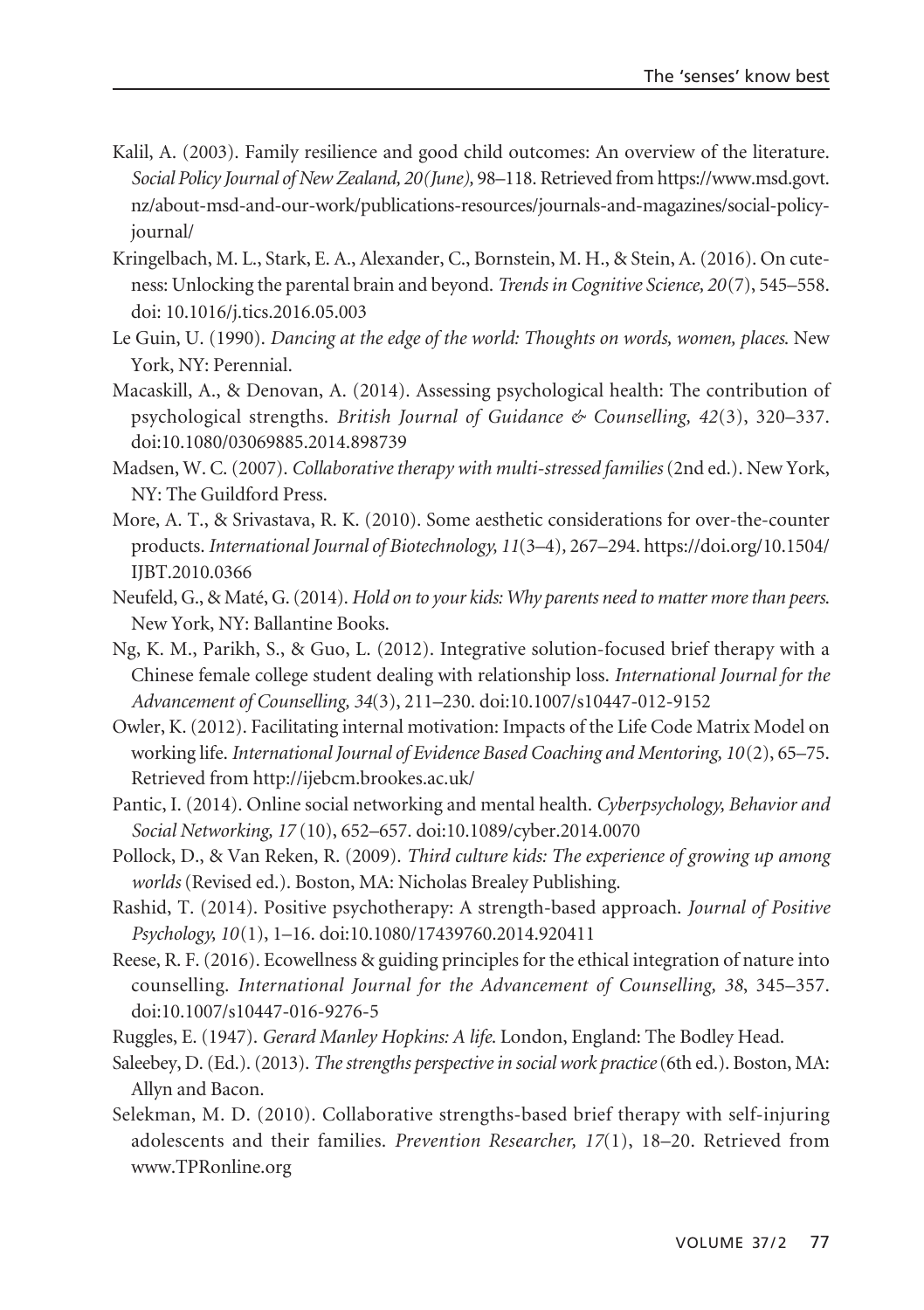Kalil, A. (2003). Family resilience and good child outcomes: An overview of the literature. *Social Policy Journal of New Zealand, 20(June)*, 98–118. Retrieved from https://www.msd.govt.nz/about-msd-and-our-work/publications-resources/journals-and-magazines/social-policy-journal/

Kringelbach, M. L., Stark, E. A., Alexander, C., Bornstein, M. H., & Stein, A. (2016). On cuteness: Unlocking the parental brain and beyond. *Trends in Cognitive Science, 20*(7), 545–558. doi: 10.1016/j.tics.2016.05.003

Le Guin, U. (1990). *Dancing at the edge of the world: Thoughts on words, women, places*. New York, NY: Perennial.

Macaskill, A., & Denovan, A. (2014). Assessing psychological health: The contribution of psychological strengths. *British Journal of Guidance & Counselling, 42*(3), 320–337. doi:10.1080/03069885.2014.898739

Madsen, W. C. (2007). *Collaborative therapy with multi-stressed families* (2nd ed.). New York, NY: The Guildford Press.

More, A. T., & Srivastava, R. K. (2010). Some aesthetic considerations for over-the-counter products. *International Journal of Biotechnology, 11*(3–4), 267–294. https://doi.org/10.1504/IJBT.2010.0366

Neufeld, G., & Maté, G. (2014). *Hold on to your kids: Why parents need to matter more than peers*. New York, NY: Ballantine Books.

Ng, K. M., Parikh, S., & Guo, L. (2012). Integrative solution-focused brief therapy with a Chinese female college student dealing with relationship loss. *International Journal for the Advancement of Counselling, 34*(3), 211–230. doi:10.1007/s10447-012-9152

Owler, K. (2012). Facilitating internal motivation: Impacts of the Life Code Matrix Model on working life. *International Journal of Evidence Based Coaching and Mentoring, 10*(2), 65–75. Retrieved from http://ijebcm.brookes.ac.uk/

Pantic, I. (2014). Online social networking and mental health. *Cyberpsychology, Behavior and Social Networking, 17* (10), 652–657. doi:10.1089/cyber.2014.0070

Pollock, D., & Van Reken, R. (2009). *Third culture kids: The experience of growing up among worlds* (Revised ed.). Boston, MA: Nicholas Brealey Publishing.

Rashid, T. (2014). Positive psychotherapy: A strength-based approach. *Journal of Positive Psychology, 10*(1), 1–16. doi:10.1080/17439760.2014.920411

Reese, R. F. (2016). Ecowellness & guiding principles for the ethical integration of nature into counselling. *International Journal for the Advancement of Counselling, 38*, 345–357. doi:10.1007/s10447-016-9276-5

Ruggles, E. (1947). *Gerard Manley Hopkins: A life*. London, England: The Bodley Head.

Saleebey, D. (Ed.). (2013). *The strengths perspective in social work practice* (6th ed.). Boston, MA: Allyn and Bacon.

Selekman, M. D. (2010). Collaborative strengths-based brief therapy with self-injuring adolescents and their families. *Prevention Researcher, 17*(1), 18–20. Retrieved from www.TPRonline.org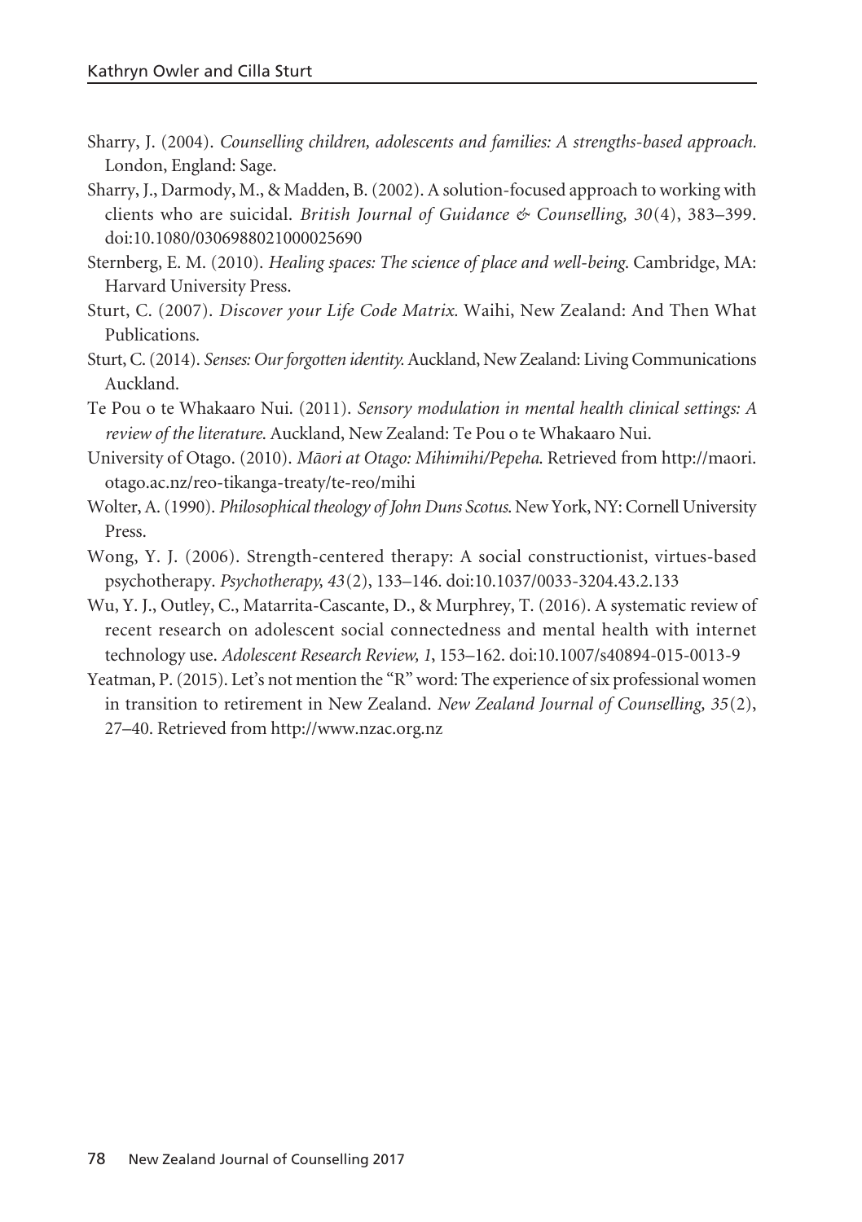Sharry, J. (2004). *Counselling children, adolescents and families: A strengths-based approach.* London, England: Sage.

Sharry, J., Darmody, M., & Madden, B. (2002). A solution-focused approach to working with clients who are suicidal. *British Journal of Guidance & Counselling, 30*(4), 383–399. doi:10.1080/0306988021000025690

Sternberg, E. M. (2010). *Healing spaces: The science of place and well-being.* Cambridge, MA: Harvard University Press.

Sturt, C. (2007). *Discover your Life Code Matrix.* Waihi, New Zealand: And Then What Publications.

Sturt, C. (2014). *Senses: Our forgotten identity.* Auckland, New Zealand: Living Communications Auckland.

Te Pou o te Whakaaro Nui. (2011). *Sensory modulation in mental health clinical settings: A review of the literature.* Auckland, New Zealand: Te Pou o te Whakaaro Nui.

University of Otago. (2010). *Māori at Otago: Mihimihi/Pepeha.* Retrieved from http://maori.otago.ac.nz/reo-tikanga-treaty/te-reo/mihi

Wolter, A. (1990). *Philosophical theology of John Duns Scotus.* New York, NY: Cornell University Press.

Wong, Y. J. (2006). Strength-centered therapy: A social constructionist, virtues-based psychotherapy. *Psychotherapy, 43*(2), 133–146. doi:10.1037/0033-3204.43.2.133

Wu, Y. J., Outley, C., Matarrita-Cascante, D., & Murphrey, T. (2016). A systematic review of recent research on adolescent social connectedness and mental health with internet technology use. *Adolescent Research Review, 1*, 153–162. doi:10.1007/s40894-015-0013-9

Yeatman, P. (2015). Let's not mention the "R" word: The experience of six professional women in transition to retirement in New Zealand. *New Zealand Journal of Counselling, 35*(2), 27–40. Retrieved from http://www.nzac.org.nz